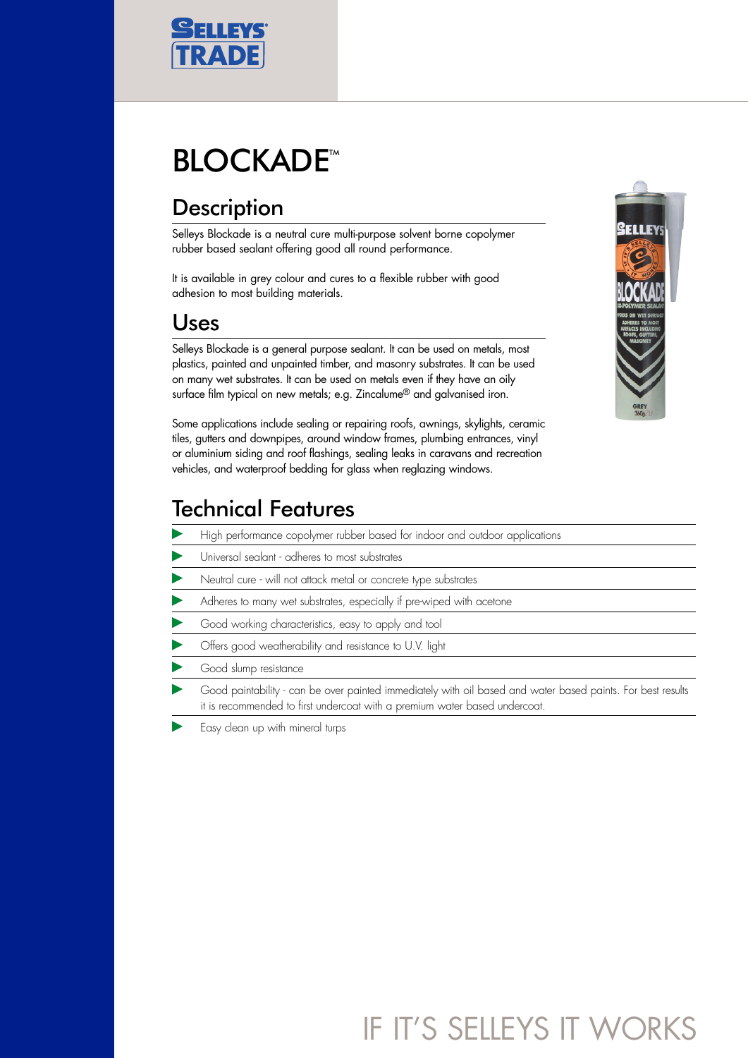SELLEYS TRADE

# BLOCKADE™

## Description

Selleys Blockade is a neutral cure multi-purpose solvent borne copolymer rubber based sealant offering good all round performance.

It is available in grey colour and cures to a flexible rubber with good adhesion to most building materials.

## Uses

Selleys Blockade is a general purpose sealant. It can be used on metals, most plastics, painted and unpainted timber, and masonry substrates. It can be used on many wet substrates. It can be used on metals even if they have an oily surface film typical on new metals; e.g. Zincalume® and galvanised iron.

Some applications include sealing or repairing roofs, awnings, skylights, ceramic tiles, gutters and downpipes, around window frames, plumbing entrances, vinyl or aluminium siding and roof flashings, sealing leaks in caravans and recreation vehicles, and waterproof bedding for glass when reglazing windows.

## Technical Features

- High performance copolymer rubber based for indoor and outdoor applications
- Universal sealant - adheres to most substrates
- Neutral cure - will not attack metal or concrete type substrates
- Adheres to many wet substrates, especially if pre-wiped with acetone
- Good working characteristics, easy to apply and tool
- Offers good weatherability and resistance to U.V. light
- Good slump resistance
- Good paintability - can be over painted immediately with oil based and water based paints. For best results it is recommended to first undercoat with a premium water based undercoat.
- Easy clean up with mineral turps

IF IT'S SELLEYS IT WORKS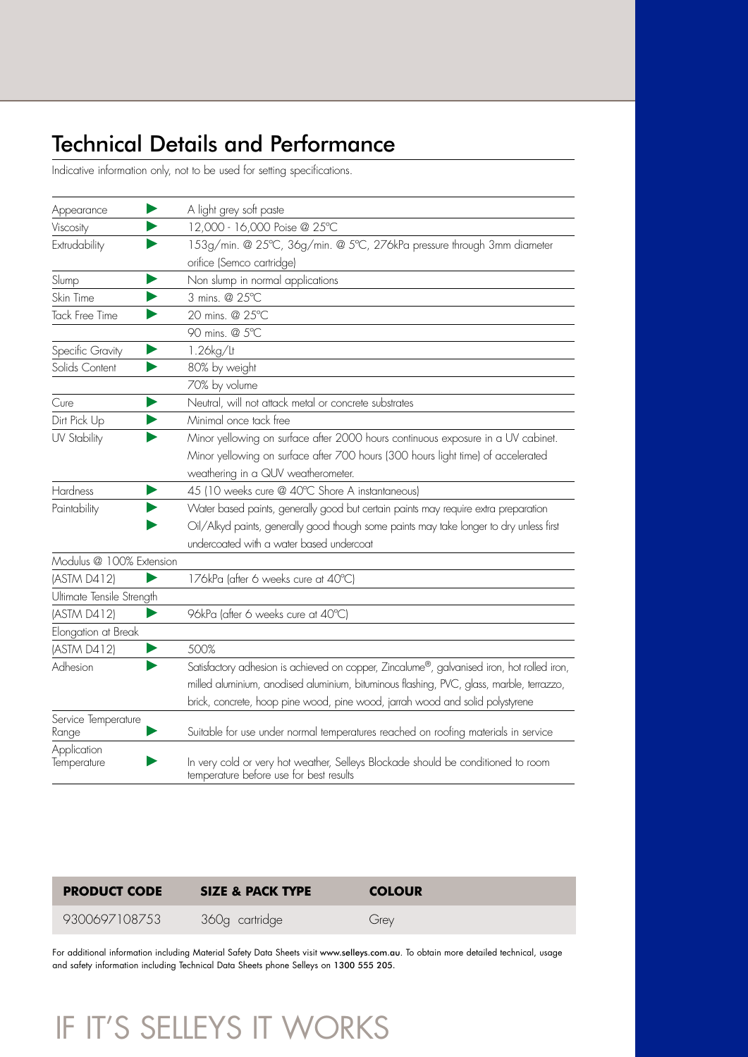## Technical Details and Performance

Indicative information only, not to be used for setting specifications.

| | |
|---|---|
| Appearance | A light grey soft paste |
| Viscosity | 12,000 - 16,000 Poise @ 25ºC |
| Extrudability | 153g/min. @ 25ºC, 36g/min. @ 5ºC, 276kPa pressure through 3mm diameter orifice (Semco cartridge) |
| Slump | Non slump in normal applications |
| Skin Time | 3 mins. @ 25ºC |
| Tack Free Time | 20 mins. @ 25ºC<br>90 mins. @ 5ºC |
| Specific Gravity | 1.26kg/Lt |
| Solids Content | 80% by weight<br>70% by volume |
| Cure | Neutral, will not attack metal or concrete substrates |
| Dirt Pick Up | Minimal once tack free |
| UV Stability | Minor yellowing on surface after 2000 hours continuous exposure in a UV cabinet. Minor yellowing on surface after 700 hours (300 hours light time) of accelerated weathering in a QUV weatherometer. |
| Hardness | 45 (10 weeks cure @ 40ºC Shore A instantaneous) |
| Paintability | Water based paints, generally good but certain paints may require extra preparation<br>Oil/Alkyd paints, generally good though some paints may take longer to dry unless first undercoated with a water based undercoat |
| Modulus @ 100% Extension (ASTM D412) | 176kPa (after 6 weeks cure at 40ºC) |
| Ultimate Tensile Strength (ASTM D412) | 96kPa (after 6 weeks cure at 40ºC) |
| Elongation at Break (ASTM D412) | 500% |
| Adhesion | Satisfactory adhesion is achieved on copper, Zincalume®, galvanised iron, hot rolled iron, milled aluminium, anodised aluminium, bituminous flashing, PVC, glass, marble, terrazzo, brick, concrete, hoop pine wood, pine wood, jarrah wood and solid polystyrene |
| Service Temperature Range | Suitable for use under normal temperatures reached on roofing materials in service |
| Application Temperature | In very cold or very hot weather, Selleys Blockade should be conditioned to room temperature before use for best results |

| PRODUCT CODE | SIZE & PACK TYPE | COLOUR |
|---|---|---|
| 9300697108753 | 360g cartridge | Grey |

For additional information including Material Safety Data Sheets visit www.selleys.com.au. To obtain more detailed technical, usage and safety information including Technical Data Sheets phone Selleys on 1300 555 205.

# IF IT'S SELLEYS IT WORKS